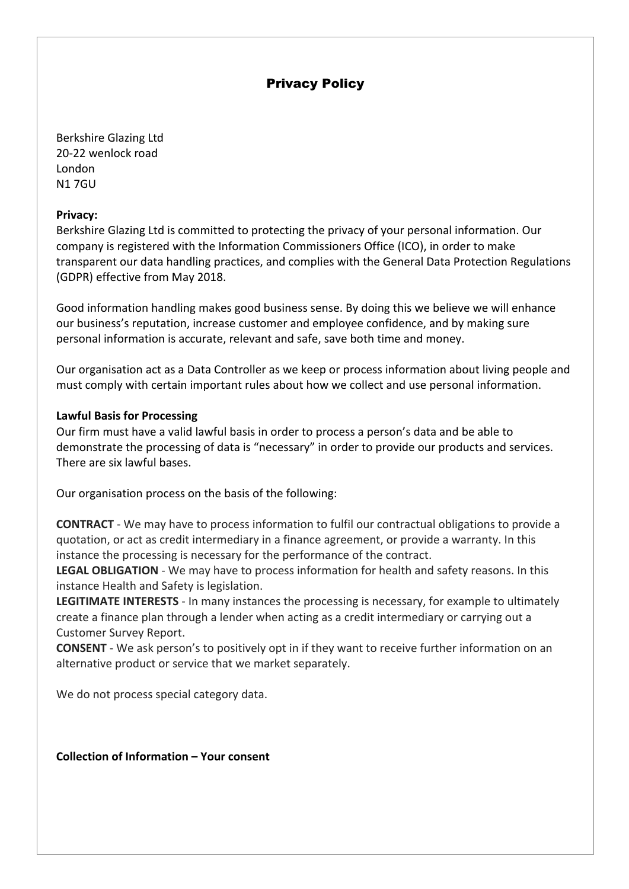# Privacy Policy

Berkshire Glazing Ltd
20-22 wenlock road
London
N1 7GU

**Privacy:**
Berkshire Glazing Ltd is committed to protecting the privacy of your personal information. Our company is registered with the Information Commissioners Office (ICO), in order to make transparent our data handling practices, and complies with the General Data Protection Regulations (GDPR) effective from May 2018.

Good information handling makes good business sense. By doing this we believe we will enhance our business's reputation, increase customer and employee confidence, and by making sure personal information is accurate, relevant and safe, save both time and money.

Our organisation act as a Data Controller as we keep or process information about living people and must comply with certain important rules about how we collect and use personal information.

**Lawful Basis for Processing**
Our firm must have a valid lawful basis in order to process a person's data and be able to demonstrate the processing of data is "necessary" in order to provide our products and services. There are six lawful bases.

Our organisation process on the basis of the following:

**CONTRACT** - We may have to process information to fulfil our contractual obligations to provide a quotation, or act as credit intermediary in a finance agreement, or provide a warranty. In this instance the processing is necessary for the performance of the contract.
**LEGAL OBLIGATION** - We may have to process information for health and safety reasons. In this instance Health and Safety is legislation.
**LEGITIMATE INTERESTS** - In many instances the processing is necessary, for example to ultimately create a finance plan through a lender when acting as a credit intermediary or carrying out a Customer Survey Report.
**CONSENT** - We ask person's to positively opt in if they want to receive further information on an alternative product or service that we market separately.

We do not process special category data.

**Collection of Information – Your consent**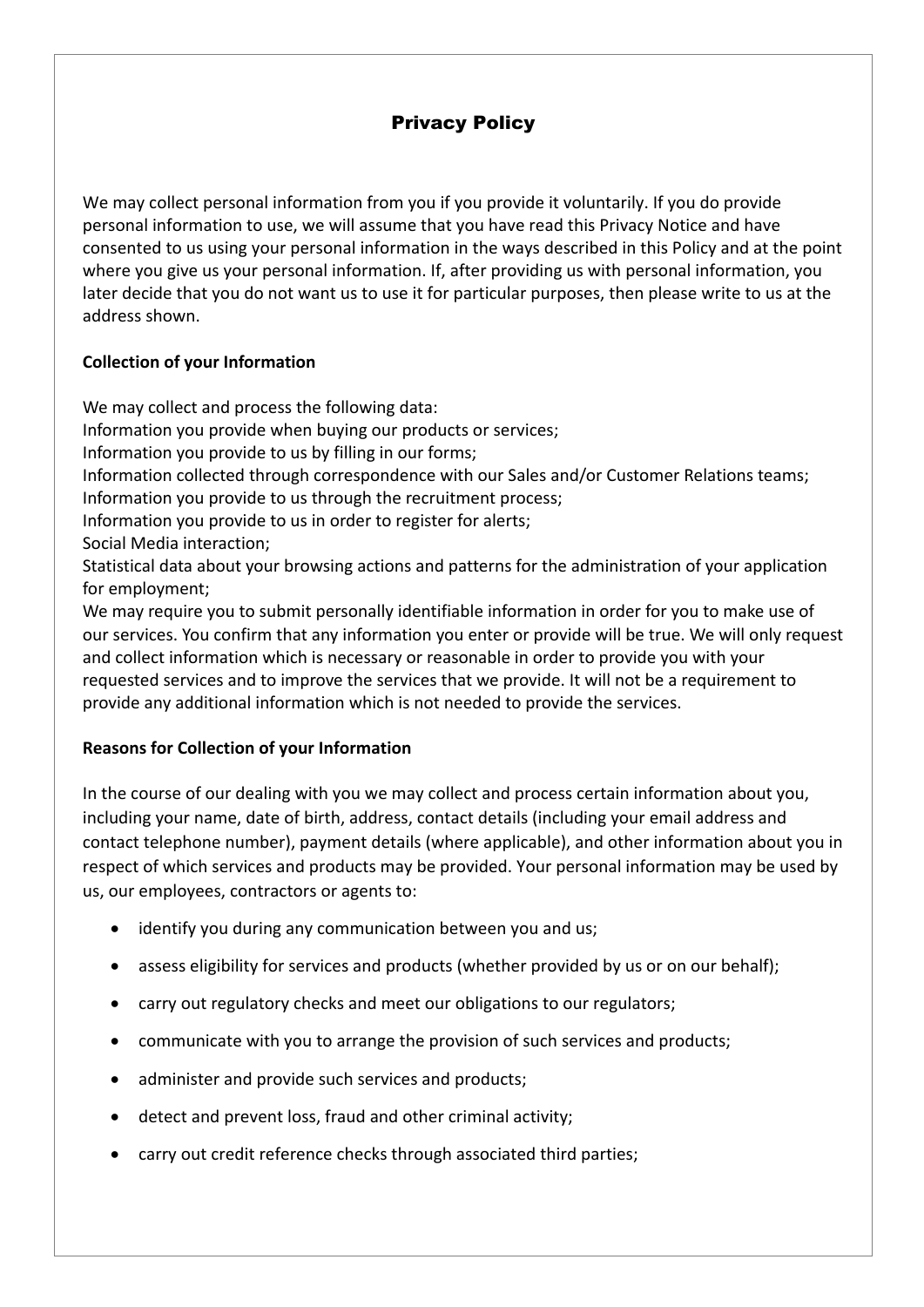## Privacy Policy

We may collect personal information from you if you provide it voluntarily. If you do provide personal information to use, we will assume that you have read this Privacy Notice and have consented to us using your personal information in the ways described in this Policy and at the point where you give us your personal information. If, after providing us with personal information, you later decide that you do not want us to use it for particular purposes, then please write to us at the address shown.

**Collection of your Information**

We may collect and process the following data:
Information you provide when buying our products or services;
Information you provide to us by filling in our forms;
Information collected through correspondence with our Sales and/or Customer Relations teams;
Information you provide to us through the recruitment process;
Information you provide to us in order to register for alerts;
Social Media interaction;
Statistical data about your browsing actions and patterns for the administration of your application for employment;
We may require you to submit personally identifiable information in order for you to make use of our services. You confirm that any information you enter or provide will be true. We will only request and collect information which is necessary or reasonable in order to provide you with your requested services and to improve the services that we provide. It will not be a requirement to provide any additional information which is not needed to provide the services.

**Reasons for Collection of your Information**

In the course of our dealing with you we may collect and process certain information about you, including your name, date of birth, address, contact details (including your email address and contact telephone number), payment details (where applicable), and other information about you in respect of which services and products may be provided. Your personal information may be used by us, our employees, contractors or agents to:

- identify you during any communication between you and us;
- assess eligibility for services and products (whether provided by us or on our behalf);
- carry out regulatory checks and meet our obligations to our regulators;
- communicate with you to arrange the provision of such services and products;
- administer and provide such services and products;
- detect and prevent loss, fraud and other criminal activity;
- carry out credit reference checks through associated third parties;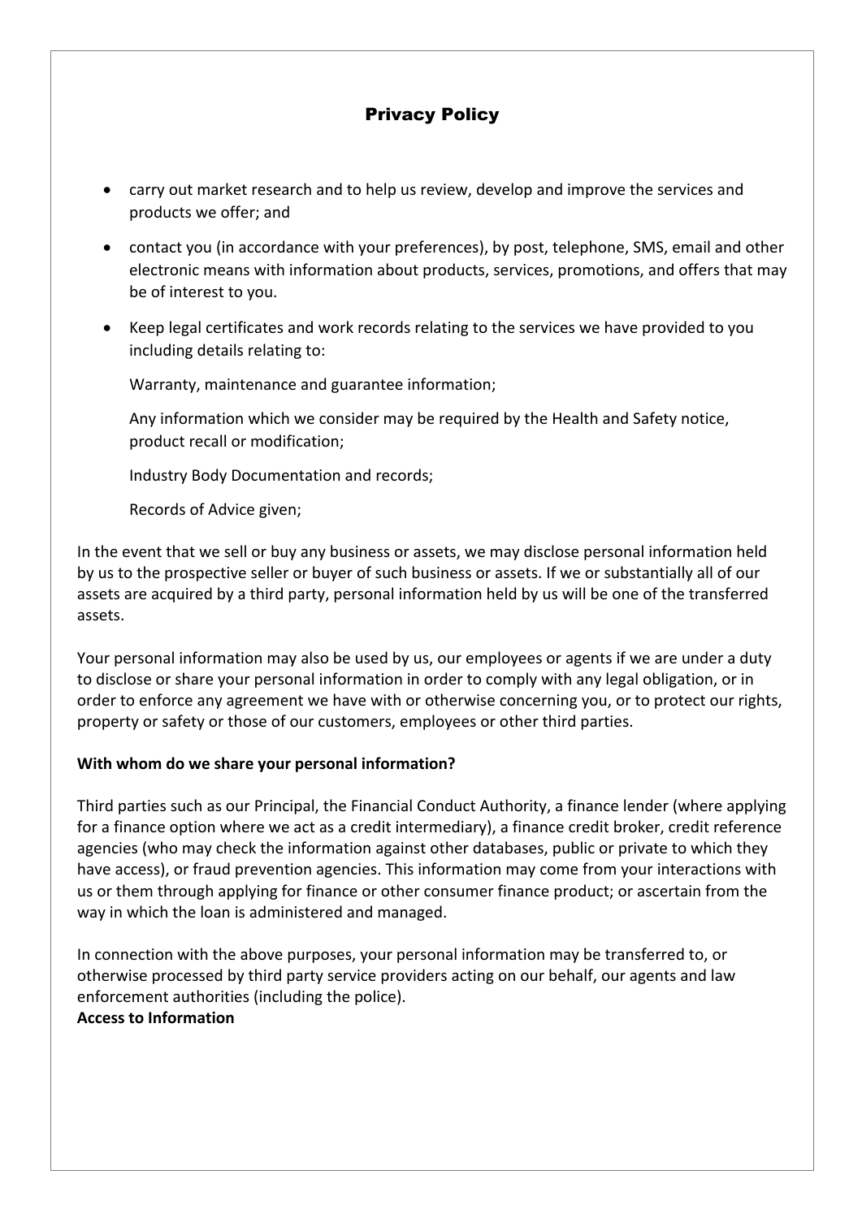# Privacy Policy

- carry out market research and to help us review, develop and improve the services and products we offer; and
- contact you (in accordance with your preferences), by post, telephone, SMS, email and other electronic means with information about products, services, promotions, and offers that may be of interest to you.
- Keep legal certificates and work records relating to the services we have provided to you including details relating to:

  Warranty, maintenance and guarantee information;

  Any information which we consider may be required by the Health and Safety notice, product recall or modification;

  Industry Body Documentation and records;

  Records of Advice given;

In the event that we sell or buy any business or assets, we may disclose personal information held by us to the prospective seller or buyer of such business or assets. If we or substantially all of our assets are acquired by a third party, personal information held by us will be one of the transferred assets.

Your personal information may also be used by us, our employees or agents if we are under a duty to disclose or share your personal information in order to comply with any legal obligation, or in order to enforce any agreement we have with or otherwise concerning you, or to protect our rights, property or safety or those of our customers, employees or other third parties.

**With whom do we share your personal information?**

Third parties such as our Principal, the Financial Conduct Authority, a finance lender (where applying for a finance option where we act as a credit intermediary), a finance credit broker, credit reference agencies (who may check the information against other databases, public or private to which they have access), or fraud prevention agencies. This information may come from your interactions with us or them through applying for finance or other consumer finance product; or ascertain from the way in which the loan is administered and managed.

In connection with the above purposes, your personal information may be transferred to, or otherwise processed by third party service providers acting on our behalf, our agents and law enforcement authorities (including the police).

**Access to Information**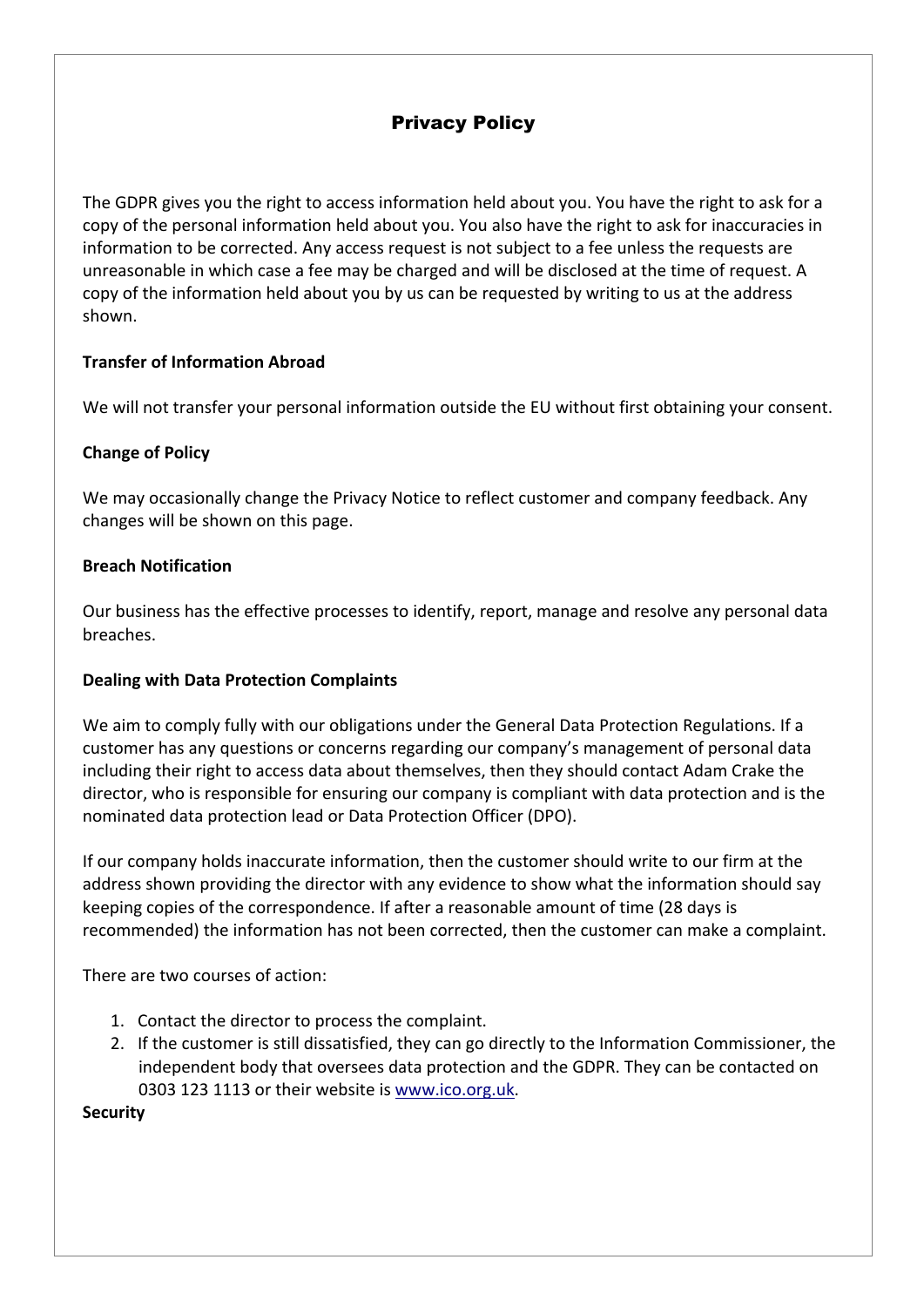## Privacy Policy

The GDPR gives you the right to access information held about you. You have the right to ask for a copy of the personal information held about you. You also have the right to ask for inaccuracies in information to be corrected. Any access request is not subject to a fee unless the requests are unreasonable in which case a fee may be charged and will be disclosed at the time of request. A copy of the information held about you by us can be requested by writing to us at the address shown.

**Transfer of Information Abroad**

We will not transfer your personal information outside the EU without first obtaining your consent.

**Change of Policy**

We may occasionally change the Privacy Notice to reflect customer and company feedback. Any changes will be shown on this page.

**Breach Notification**

Our business has the effective processes to identify, report, manage and resolve any personal data breaches.

**Dealing with Data Protection Complaints**

We aim to comply fully with our obligations under the General Data Protection Regulations. If a customer has any questions or concerns regarding our company's management of personal data including their right to access data about themselves, then they should contact Adam Crake the director, who is responsible for ensuring our company is compliant with data protection and is the nominated data protection lead or Data Protection Officer (DPO).

If our company holds inaccurate information, then the customer should write to our firm at the address shown providing the director with any evidence to show what the information should say keeping copies of the correspondence. If after a reasonable amount of time (28 days is recommended) the information has not been corrected, then the customer can make a complaint.

There are two courses of action:

1. Contact the director to process the complaint.
2. If the customer is still dissatisfied, they can go directly to the Information Commissioner, the independent body that oversees data protection and the GDPR. They can be contacted on 0303 123 1113 or their website is [www.ico.org.uk](www.ico.org.uk).

**Security**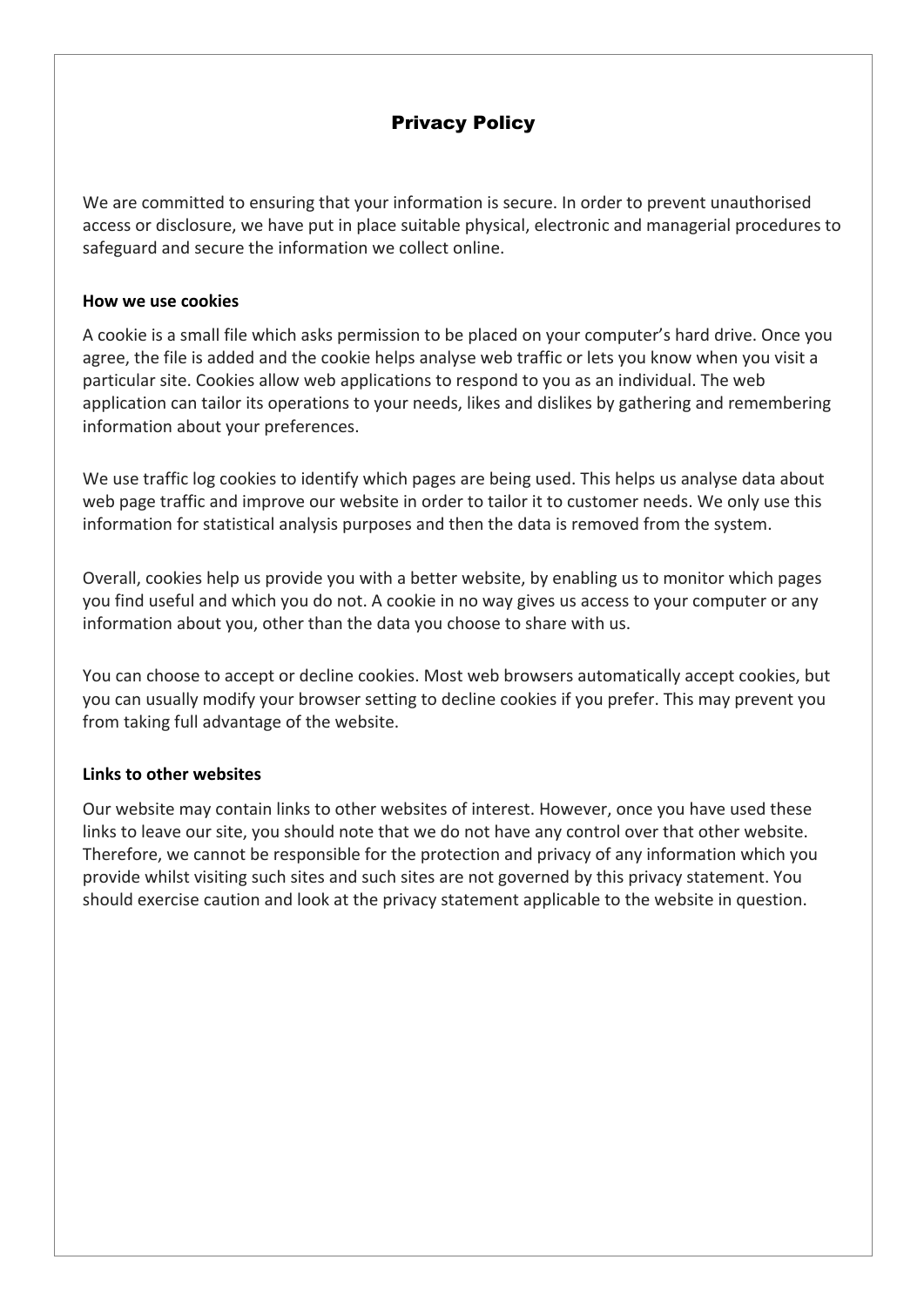## Privacy Policy

We are committed to ensuring that your information is secure. In order to prevent unauthorised access or disclosure, we have put in place suitable physical, electronic and managerial procedures to safeguard and secure the information we collect online.

**How we use cookies**

A cookie is a small file which asks permission to be placed on your computer's hard drive. Once you agree, the file is added and the cookie helps analyse web traffic or lets you know when you visit a particular site. Cookies allow web applications to respond to you as an individual. The web application can tailor its operations to your needs, likes and dislikes by gathering and remembering information about your preferences.

We use traffic log cookies to identify which pages are being used. This helps us analyse data about web page traffic and improve our website in order to tailor it to customer needs. We only use this information for statistical analysis purposes and then the data is removed from the system.

Overall, cookies help us provide you with a better website, by enabling us to monitor which pages you find useful and which you do not. A cookie in no way gives us access to your computer or any information about you, other than the data you choose to share with us.

You can choose to accept or decline cookies. Most web browsers automatically accept cookies, but you can usually modify your browser setting to decline cookies if you prefer. This may prevent you from taking full advantage of the website.

**Links to other websites**

Our website may contain links to other websites of interest. However, once you have used these links to leave our site, you should note that we do not have any control over that other website. Therefore, we cannot be responsible for the protection and privacy of any information which you provide whilst visiting such sites and such sites are not governed by this privacy statement. You should exercise caution and look at the privacy statement applicable to the website in question.